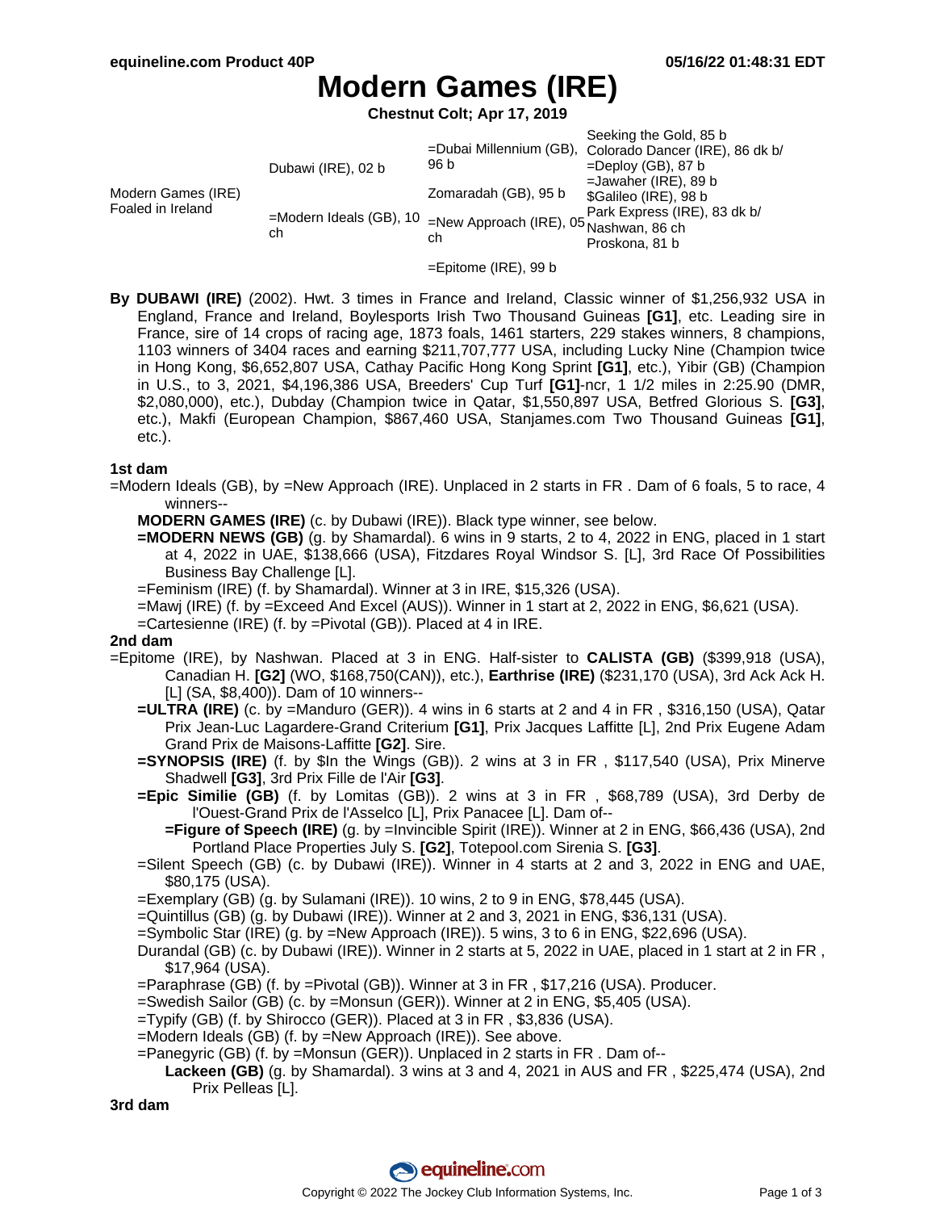equineline.com Product 40P

05/16/22 01:48:31 EDT

# Modern Games (IRE)

**Chestnut Colt; Apr 17, 2019**

| | | | |
|---|---|---|---|
| Modern Games (IRE) Foaled in Ireland | Dubawi (IRE), 02 b | =Dubai Millennium (GB), 96 b | Seeking the Gold, 85 b |
| | | | Colorado Dancer (IRE), 86 dk b/ |
| | | Zomaradah (GB), 95 b | =Deploy (GB), 87 b |
| | | | =Jawaher (IRE), 89 b |
| | =Modern Ideals (GB), 10 ch | =New Approach (IRE), 05 ch | $Galileo (IRE), 98 b |
| | | | Park Express (IRE), 83 dk b/ |
| | | =Epitome (IRE), 99 b | Nashwan, 86 ch |
| | | | Proskona, 81 b |

**By DUBAWI (IRE)** (2002). Hwt. 3 times in France and Ireland, Classic winner of $1,256,932 USA in England, France and Ireland, Boylesports Irish Two Thousand Guineas **[G1]**, etc. Leading sire in France, sire of 14 crops of racing age, 1873 foals, 1461 starters, 229 stakes winners, 8 champions, 1103 winners of 3404 races and earning $211,707,777 USA, including Lucky Nine (Champion twice in Hong Kong, $6,652,807 USA, Cathay Pacific Hong Kong Sprint **[G1]**, etc.), Yibir (GB) (Champion in U.S., to 3, 2021, $4,196,386 USA, Breeders' Cup Turf **[G1]**-ncr, 1 1/2 miles in 2:25.90 (DMR, $2,080,000), etc.), Dubday (Champion twice in Qatar, $1,550,897 USA, Betfred Glorious S. **[G3]**, etc.), Makfi (European Champion, $867,460 USA, Stanjames.com Two Thousand Guineas **[G1]**, etc.).

### 1st dam

=Modern Ideals (GB), by =New Approach (IRE). Unplaced in 2 starts in FR . Dam of 6 foals, 5 to race, 4 winners--

- **MODERN GAMES (IRE)** (c. by Dubawi (IRE)). Black type winner, see below.
- **=MODERN NEWS (GB)** (g. by Shamardal). 6 wins in 9 starts, 2 to 4, 2022 in ENG, placed in 1 start at 4, 2022 in UAE, $138,666 (USA), Fitzdares Royal Windsor S. [L], 3rd Race Of Possibilities Business Bay Challenge [L].
- =Feminism (IRE) (f. by Shamardal). Winner at 3 in IRE, $15,326 (USA).
- =Mawj (IRE) (f. by =Exceed And Excel (AUS)). Winner in 1 start at 2, 2022 in ENG, $6,621 (USA).
- =Cartesienne (IRE) (f. by =Pivotal (GB)). Placed at 4 in IRE.

### 2nd dam

=Epitome (IRE), by Nashwan. Placed at 3 in ENG. Half-sister to **CALISTA (GB)** ($399,918 (USA), Canadian H. **[G2]** (WO, $168,750(CAN)), etc.), **Earthrise (IRE)** ($231,170 (USA), 3rd Ack Ack H. [L] (SA, $8,400)). Dam of 10 winners--

- **=ULTRA (IRE)** (c. by =Manduro (GER)). 4 wins in 6 starts at 2 and 4 in FR , $316,150 (USA), Qatar Prix Jean-Luc Lagardere-Grand Criterium **[G1]**, Prix Jacques Laffitte [L], 2nd Prix Eugene Adam Grand Prix de Maisons-Laffitte **[G2]**. Sire.
- **=SYNOPSIS (IRE)** (f. by $In the Wings (GB)). 2 wins at 3 in FR , $117,540 (USA), Prix Minerve Shadwell **[G3]**, 3rd Prix Fille de l'Air **[G3]**.
- **=Epic Similie (GB)** (f. by Lomitas (GB)). 2 wins at 3 in FR , $68,789 (USA), 3rd Derby de l'Ouest-Grand Prix de l'Asselco [L], Prix Panacee [L]. Dam of--
  - **=Figure of Speech (IRE)** (g. by =Invincible Spirit (IRE)). Winner at 2 in ENG, $66,436 (USA), 2nd Portland Place Properties July S. **[G2]**, Totepool.com Sirenia S. **[G3]**.
- =Silent Speech (GB) (c. by Dubawi (IRE)). Winner in 4 starts at 2 and 3, 2022 in ENG and UAE, $80,175 (USA).
- =Exemplary (GB) (g. by Sulamani (IRE)). 10 wins, 2 to 9 in ENG, $78,445 (USA).
- =Quintillus (GB) (g. by Dubawi (IRE)). Winner at 2 and 3, 2021 in ENG, $36,131 (USA).
- =Symbolic Star (IRE) (g. by =New Approach (IRE)). 5 wins, 3 to 6 in ENG, $22,696 (USA).
- Durandal (GB) (c. by Dubawi (IRE)). Winner in 2 starts at 5, 2022 in UAE, placed in 1 start at 2 in FR , $17,964 (USA).
- =Paraphrase (GB) (f. by =Pivotal (GB)). Winner at 3 in FR , $17,216 (USA). Producer.
- =Swedish Sailor (GB) (c. by =Monsun (GER)). Winner at 2 in ENG, $5,405 (USA).
- =Typify (GB) (f. by Shirocco (GER)). Placed at 3 in FR , $3,836 (USA).
- =Modern Ideals (GB) (f. by =New Approach (IRE)). See above.
- =Panegyric (GB) (f. by =Monsun (GER)). Unplaced in 2 starts in FR . Dam of--
  - **Lackeen (GB)** (g. by Shamardal). 3 wins at 3 and 4, 2021 in AUS and FR , $225,474 (USA), 2nd Prix Pelleas [L].

### 3rd dam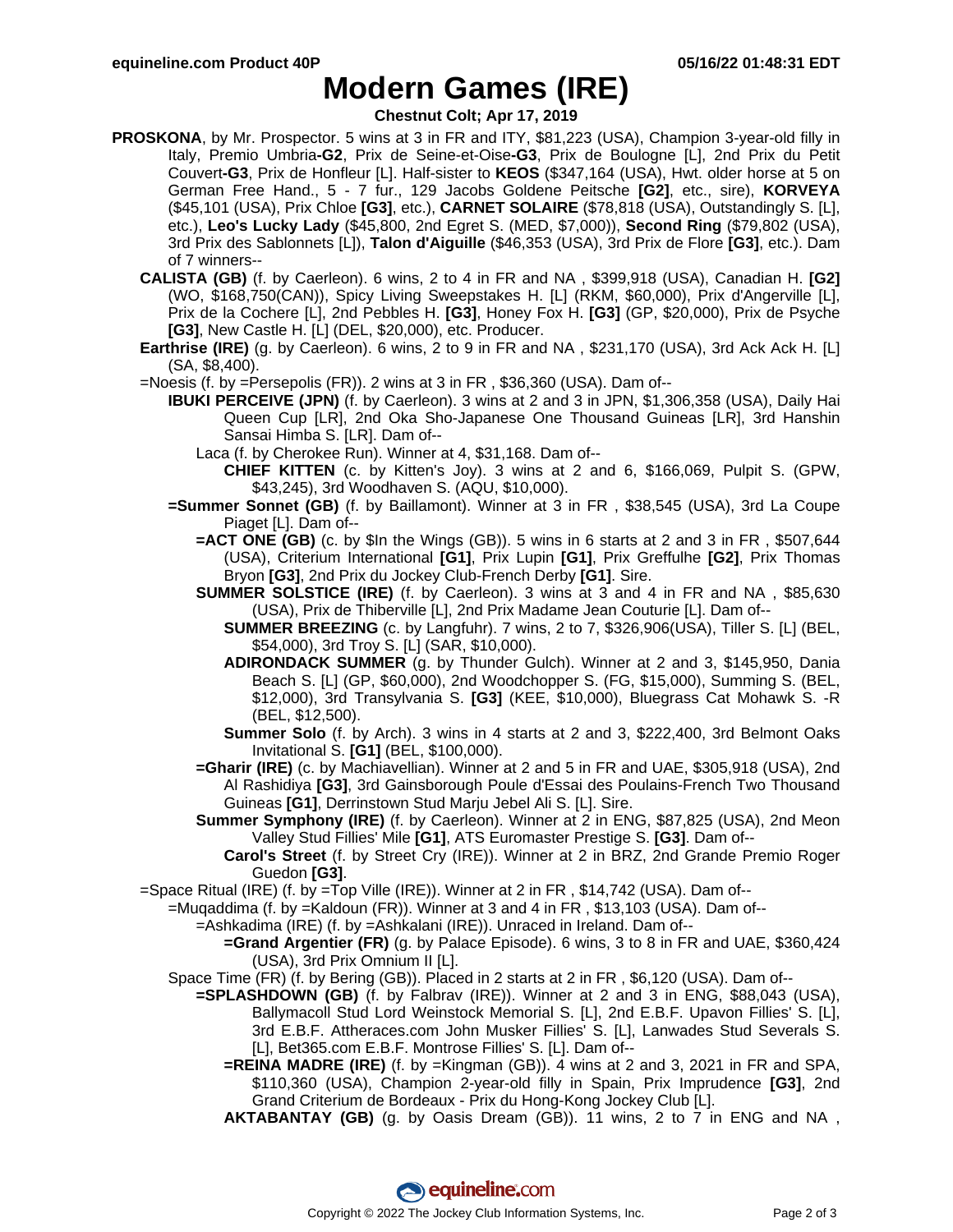# Modern Games (IRE)

**Chestnut Colt; Apr 17, 2019**

**PROSKONA**, by Mr. Prospector. 5 wins at 3 in FR and ITY, $81,223 (USA), Champion 3-year-old filly in Italy, Premio Umbria**-G2**, Prix de Seine-et-Oise**-G3**, Prix de Boulogne [L], 2nd Prix du Petit Couvert**-G3**, Prix de Honfleur [L]. Half-sister to **KEOS** ($347,164 (USA), Hwt. older horse at 5 on German Free Hand., 5 - 7 fur., 129 Jacobs Goldene Peitsche **[G2]**, etc., sire), **KORVEYA** ($45,101 (USA), Prix Chloe **[G3]**, etc.), **CARNET SOLAIRE** ($78,818 (USA), Outstandingly S. [L], etc.), **Leo's Lucky Lady** ($45,800, 2nd Egret S. (MED, $7,000)), **Second Ring** ($79,802 (USA), 3rd Prix des Sablonnets [L]), **Talon d'Aiguille** ($46,353 (USA), 3rd Prix de Flore **[G3]**, etc.). Dam of 7 winners--

- **CALISTA (GB)** (f. by Caerleon). 6 wins, 2 to 4 in FR and NA , $399,918 (USA), Canadian H. **[G2]** (WO, $168,750(CAN)), Spicy Living Sweepstakes H. [L] (RKM, $60,000), Prix d'Angerville [L], Prix de la Cochere [L], 2nd Pebbles H. **[G3]**, Honey Fox H. **[G3]** (GP, $20,000), Prix de Psyche **[G3]**, New Castle H. [L] (DEL, $20,000), etc. Producer.
- **Earthrise (IRE)** (g. by Caerleon). 6 wins, 2 to 9 in FR and NA , $231,170 (USA), 3rd Ack Ack H. [L] (SA, $8,400).
- =Noesis (f. by =Persepolis (FR)). 2 wins at 3 in FR , $36,360 (USA). Dam of--
  - **IBUKI PERCEIVE (JPN)** (f. by Caerleon). 3 wins at 2 and 3 in JPN, $1,306,358 (USA), Daily Hai Queen Cup [LR], 2nd Oka Sho-Japanese One Thousand Guineas [LR], 3rd Hanshin Sansai Himba S. [LR]. Dam of--
    - Laca (f. by Cherokee Run). Winner at 4, $31,168. Dam of--
      - **CHIEF KITTEN** (c. by Kitten's Joy). 3 wins at 2 and 6, $166,069, Pulpit S. (GPW, $43,245), 3rd Woodhaven S. (AQU, $10,000).
  - **=Summer Sonnet (GB)** (f. by Baillamont). Winner at 3 in FR , $38,545 (USA), 3rd La Coupe Piaget [L]. Dam of--
    - **=ACT ONE (GB)** (c. by $In the Wings (GB)). 5 wins in 6 starts at 2 and 3 in FR , $507,644 (USA), Criterium International **[G1]**, Prix Lupin **[G1]**, Prix Greffulhe **[G2]**, Prix Thomas Bryon **[G3]**, 2nd Prix du Jockey Club-French Derby **[G1]**. Sire.
    - **SUMMER SOLSTICE (IRE)** (f. by Caerleon). 3 wins at 3 and 4 in FR and NA , $85,630 (USA), Prix de Thiberville [L], 2nd Prix Madame Jean Couturie [L]. Dam of--
      - **SUMMER BREEZING** (c. by Langfuhr). 7 wins, 2 to 7, $326,906(USA), Tiller S. [L] (BEL, $54,000), 3rd Troy S. [L] (SAR, $10,000).
      - **ADIRONDACK SUMMER** (g. by Thunder Gulch). Winner at 2 and 3, $145,950, Dania Beach S. [L] (GP, $60,000), 2nd Woodchopper S. (FG, $15,000), Summing S. (BEL, $12,000), 3rd Transylvania S. **[G3]** (KEE, $10,000), Bluegrass Cat Mohawk S. -R (BEL, $12,500).
      - **Summer Solo** (f. by Arch). 3 wins in 4 starts at 2 and 3, $222,400, 3rd Belmont Oaks Invitational S. **[G1]** (BEL, $100,000).
    - **=Gharir (IRE)** (c. by Machiavellian). Winner at 2 and 5 in FR and UAE, $305,918 (USA), 2nd Al Rashidiya **[G3]**, 3rd Gainsborough Poule d'Essai des Poulains-French Two Thousand Guineas **[G1]**, Derrinstown Stud Marju Jebel Ali S. [L]. Sire.
    - **Summer Symphony (IRE)** (f. by Caerleon). Winner at 2 in ENG, $87,825 (USA), 2nd Meon Valley Stud Fillies' Mile **[G1]**, ATS Euromaster Prestige S. **[G3]**. Dam of--
      - **Carol's Street** (f. by Street Cry (IRE)). Winner at 2 in BRZ, 2nd Grande Premio Roger Guedon **[G3]**.
- =Space Ritual (IRE) (f. by =Top Ville (IRE)). Winner at 2 in FR , $14,742 (USA). Dam of--
  - =Muqaddima (f. by =Kaldoun (FR)). Winner at 3 and 4 in FR , $13,103 (USA). Dam of--
    - =Ashkadima (IRE) (f. by =Ashkalani (IRE)). Unraced in Ireland. Dam of--
      - **=Grand Argentier (FR)** (g. by Palace Episode). 6 wins, 3 to 8 in FR and UAE, $360,424 (USA), 3rd Prix Omnium II [L].
  - Space Time (FR) (f. by Bering (GB)). Placed in 2 starts at 2 in FR , $6,120 (USA). Dam of--
    - **=SPLASHDOWN (GB)** (f. by Falbrav (IRE)). Winner at 2 and 3 in ENG, $88,043 (USA), Ballymacoll Stud Lord Weinstock Memorial S. [L], 2nd E.B.F. Upavon Fillies' S. [L], 3rd E.B.F. Attheraces.com John Musker Fillies' S. [L], Lanwades Stud Severals S. [L], Bet365.com E.B.F. Montrose Fillies' S. [L]. Dam of--
      - **=REINA MADRE (IRE)** (f. by =Kingman (GB)). 4 wins at 2 and 3, 2021 in FR and SPA, $110,360 (USA), Champion 2-year-old filly in Spain, Prix Imprudence **[G3]**, 2nd Grand Criterium de Bordeaux - Prix du Hong-Kong Jockey Club [L].
      - **AKTABANTAY (GB)** (g. by Oasis Dream (GB)). 11 wins, 2 to 7 in ENG and NA ,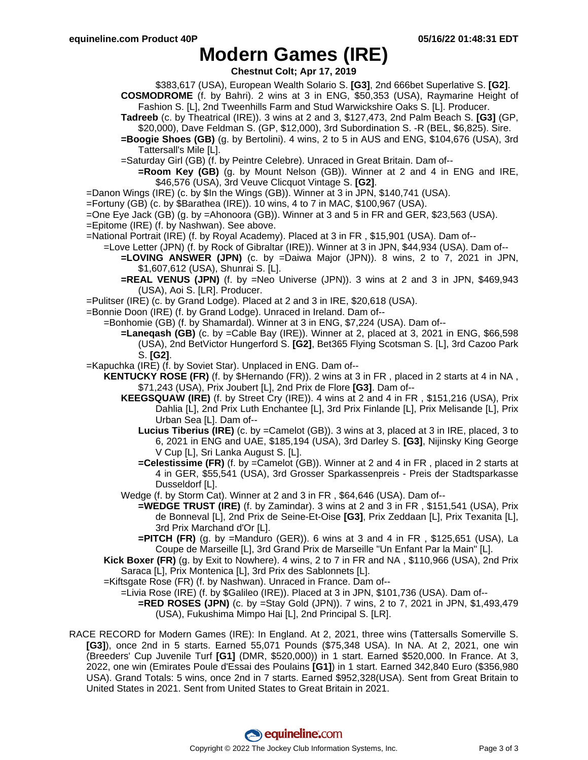# Modern Games (IRE)

**Chestnut Colt; Apr 17, 2019**

$383,617 (USA), European Wealth Solario S. **[G3]**, 2nd 666bet Superlative S. **[G2]**.

**COSMODROME** (f. by Bahri). 2 wins at 3 in ENG, $50,353 (USA), Raymarine Height of Fashion S. [L], 2nd Tweenhills Farm and Stud Warwickshire Oaks S. [L]. Producer.

**Tadreeb** (c. by Theatrical (IRE)). 3 wins at 2 and 3, $127,473, 2nd Palm Beach S. **[G3]** (GP, $20,000), Dave Feldman S. (GP, $12,000), 3rd Subordination S. -R (BEL, $6,825). Sire.

**=Boogie Shoes (GB)** (g. by Bertolini). 4 wins, 2 to 5 in AUS and ENG, $104,676 (USA), 3rd Tattersall's Mile [L].

=Saturday Girl (GB) (f. by Peintre Celebre). Unraced in Great Britain. Dam of--

**=Room Key (GB)** (g. by Mount Nelson (GB)). Winner at 2 and 4 in ENG and IRE, $46,576 (USA), 3rd Veuve Clicquot Vintage S. **[G2]**.

=Danon Wings (IRE) (c. by $In the Wings (GB)). Winner at 3 in JPN, $140,741 (USA).

=Fortuny (GB) (c. by $Barathea (IRE)). 10 wins, 4 to 7 in MAC, $100,967 (USA).

=One Eye Jack (GB) (g. by =Ahonoora (GB)). Winner at 3 and 5 in FR and GER, $23,563 (USA).

=Epitome (IRE) (f. by Nashwan). See above.

=National Portrait (IRE) (f. by Royal Academy). Placed at 3 in FR , $15,901 (USA). Dam of--

=Love Letter (JPN) (f. by Rock of Gibraltar (IRE)). Winner at 3 in JPN, $44,934 (USA). Dam of--

**=LOVING ANSWER (JPN)** (c. by =Daiwa Major (JPN)). 8 wins, 2 to 7, 2021 in JPN, $1,607,612 (USA), Shunrai S. [L].

**=REAL VENUS (JPN)** (f. by =Neo Universe (JPN)). 3 wins at 2 and 3 in JPN, $469,943 (USA), Aoi S. [LR]. Producer.

=Pulitser (IRE) (c. by Grand Lodge). Placed at 2 and 3 in IRE, $20,618 (USA).

=Bonnie Doon (IRE) (f. by Grand Lodge). Unraced in Ireland. Dam of--

=Bonhomie (GB) (f. by Shamardal). Winner at 3 in ENG, $7,224 (USA). Dam of--

**=Laneqash (GB)** (c. by =Cable Bay (IRE)). Winner at 2, placed at 3, 2021 in ENG, $66,598 (USA), 2nd BetVictor Hungerford S. **[G2]**, Bet365 Flying Scotsman S. [L], 3rd Cazoo Park S. **[G2]**.

=Kapuchka (IRE) (f. by Soviet Star). Unplaced in ENG. Dam of--

**KENTUCKY ROSE (FR)** (f. by $Hernando (FR)). 2 wins at 3 in FR , placed in 2 starts at 4 in NA , $71,243 (USA), Prix Joubert [L], 2nd Prix de Flore **[G3]**. Dam of--

**KEEGSQUAW (IRE)** (f. by Street Cry (IRE)). 4 wins at 2 and 4 in FR , $151,216 (USA), Prix Dahlia [L], 2nd Prix Luth Enchantee [L], 3rd Prix Finlande [L], Prix Melisande [L], Prix Urban Sea [L]. Dam of--

**Lucius Tiberius (IRE)** (c. by =Camelot (GB)). 3 wins at 3, placed at 3 in IRE, placed, 3 to 6, 2021 in ENG and UAE, $185,194 (USA), 3rd Darley S. **[G3]**, Nijinsky King George V Cup [L], Sri Lanka August S. [L].

**=Celestissime (FR)** (f. by =Camelot (GB)). Winner at 2 and 4 in FR , placed in 2 starts at 4 in GER, $55,541 (USA), 3rd Grosser Sparkassenpreis - Preis der Stadtsparkasse Dusseldorf [L].

Wedge (f. by Storm Cat). Winner at 2 and 3 in FR , $64,646 (USA). Dam of--

**=WEDGE TRUST (IRE)** (f. by Zamindar). 3 wins at 2 and 3 in FR , $151,541 (USA), Prix de Bonneval [L], 2nd Prix de Seine-Et-Oise **[G3]**, Prix Zeddaan [L], Prix Texanita [L], 3rd Prix Marchand d'Or [L].

**=PITCH (FR)** (g. by =Manduro (GER)). 6 wins at 3 and 4 in FR , $125,651 (USA), La Coupe de Marseille [L], 3rd Grand Prix de Marseille "Un Enfant Par la Main" [L].

**Kick Boxer (FR)** (g. by Exit to Nowhere). 4 wins, 2 to 7 in FR and NA , $110,966 (USA), 2nd Prix Saraca [L], Prix Montenica [L], 3rd Prix des Sablonnets [L].

=Kiftsgate Rose (FR) (f. by Nashwan). Unraced in France. Dam of--

=Livia Rose (IRE) (f. by $Galileo (IRE)). Placed at 3 in JPN, $101,736 (USA). Dam of--

**=RED ROSES (JPN)** (c. by =Stay Gold (JPN)). 7 wins, 2 to 7, 2021 in JPN, $1,493,479 (USA), Fukushima Mimpo Hai [L], 2nd Principal S. [LR].

RACE RECORD for Modern Games (IRE): In England. At 2, 2021, three wins (Tattersalls Somerville S. **[G3]**), once 2nd in 5 starts. Earned 55,071 Pounds ($75,348 USA). In NA. At 2, 2021, one win (Breeders' Cup Juvenile Turf **[G1]** (DMR, $520,000)) in 1 start. Earned $520,000. In France. At 3, 2022, one win (Emirates Poule d'Essai des Poulains **[G1]**) in 1 start. Earned 342,840 Euro ($356,980 USA). Grand Totals: 5 wins, once 2nd in 7 starts. Earned $952,328(USA). Sent from Great Britain to United States in 2021. Sent from United States to Great Britain in 2021.